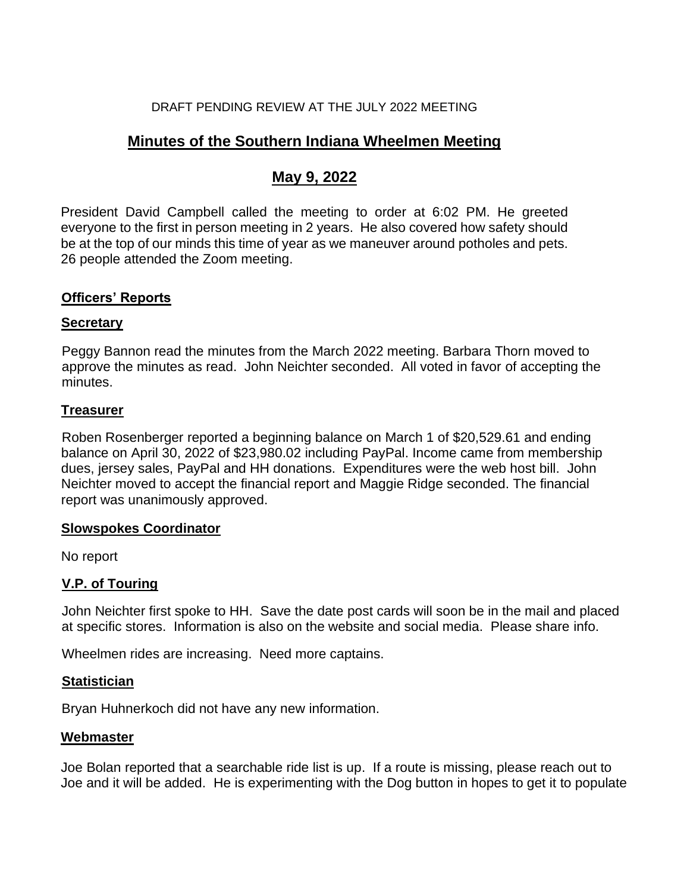DRAFT PENDING REVIEW AT THE JULY 2022 MEETING

# Minutes of the Southern Indiana Wheelmen Meeting

## May 9, 2022

President David Campbell called the meeting to order at 6:02 PM. He greeted everyone to the first in person meeting in 2 years. He also covered how safety should be at the top of our minds this time of year as we maneuver around potholes and pets. 26 people attended the Zoom meeting.

### Officers' Reports

### Secretary

Peggy Bannon read the minutes from the March 2022 meeting. Barbara Thorn moved to approve the minutes as read. John Neichter seconded. All voted in favor of accepting the minutes.

### Treasurer

Roben Rosenberger reported a beginning balance on March 1 of $20,529.61 and ending balance on April 30, 2022 of $23,980.02 including PayPal. Income came from membership dues, jersey sales, PayPal and HH donations. Expenditures were the web host bill. John Neichter moved to accept the financial report and Maggie Ridge seconded. The financial report was unanimously approved.

### Slowspokes Coordinator

No report

### V.P. of Touring

John Neichter first spoke to HH. Save the date post cards will soon be in the mail and placed at specific stores. Information is also on the website and social media. Please share info.

Wheelmen rides are increasing. Need more captains.

### Statistician

Bryan Huhnerkoch did not have any new information.

### Webmaster

Joe Bolan reported that a searchable ride list is up. If a route is missing, please reach out to Joe and it will be added. He is experimenting with the Dog button in hopes to get it to populate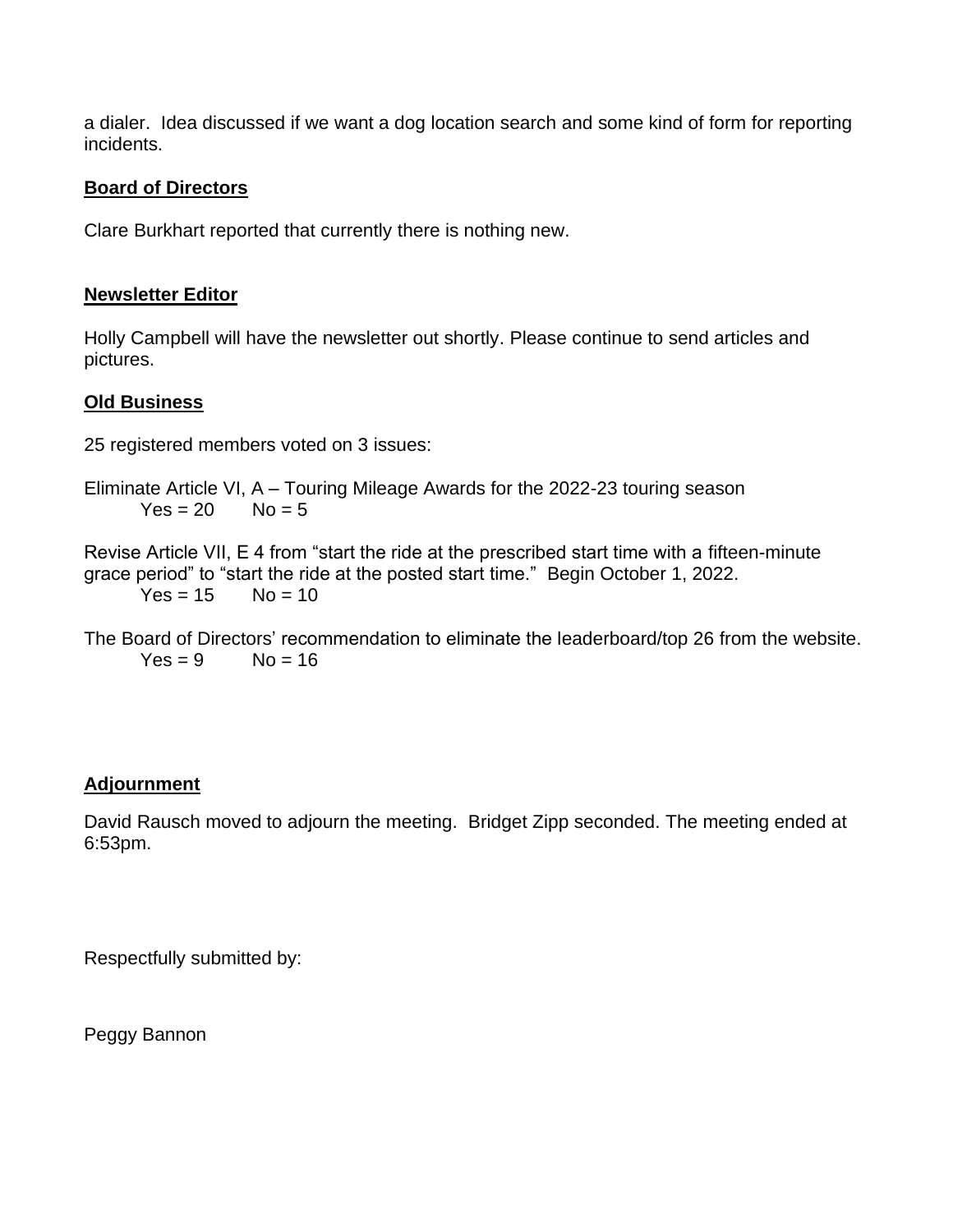a dialer. Idea discussed if we want a dog location search and some kind of form for reporting incidents.

**Board of Directors**

Clare Burkhart reported that currently there is nothing new.

**Newsletter Editor**

Holly Campbell will have the newsletter out shortly. Please continue to send articles and pictures.

**Old Business**

25 registered members voted on 3 issues:

Eliminate Article VI, A – Touring Mileage Awards for the 2022-23 touring season
Yes = 20 No = 5

Revise Article VII, E 4 from "start the ride at the prescribed start time with a fifteen-minute grace period" to "start the ride at the posted start time." Begin October 1, 2022.
Yes = 15 No = 10

The Board of Directors' recommendation to eliminate the leaderboard/top 26 from the website.
Yes = 9 No = 16

**Adjournment**

David Rausch moved to adjourn the meeting. Bridget Zipp seconded. The meeting ended at 6:53pm.

Respectfully submitted by:

Peggy Bannon